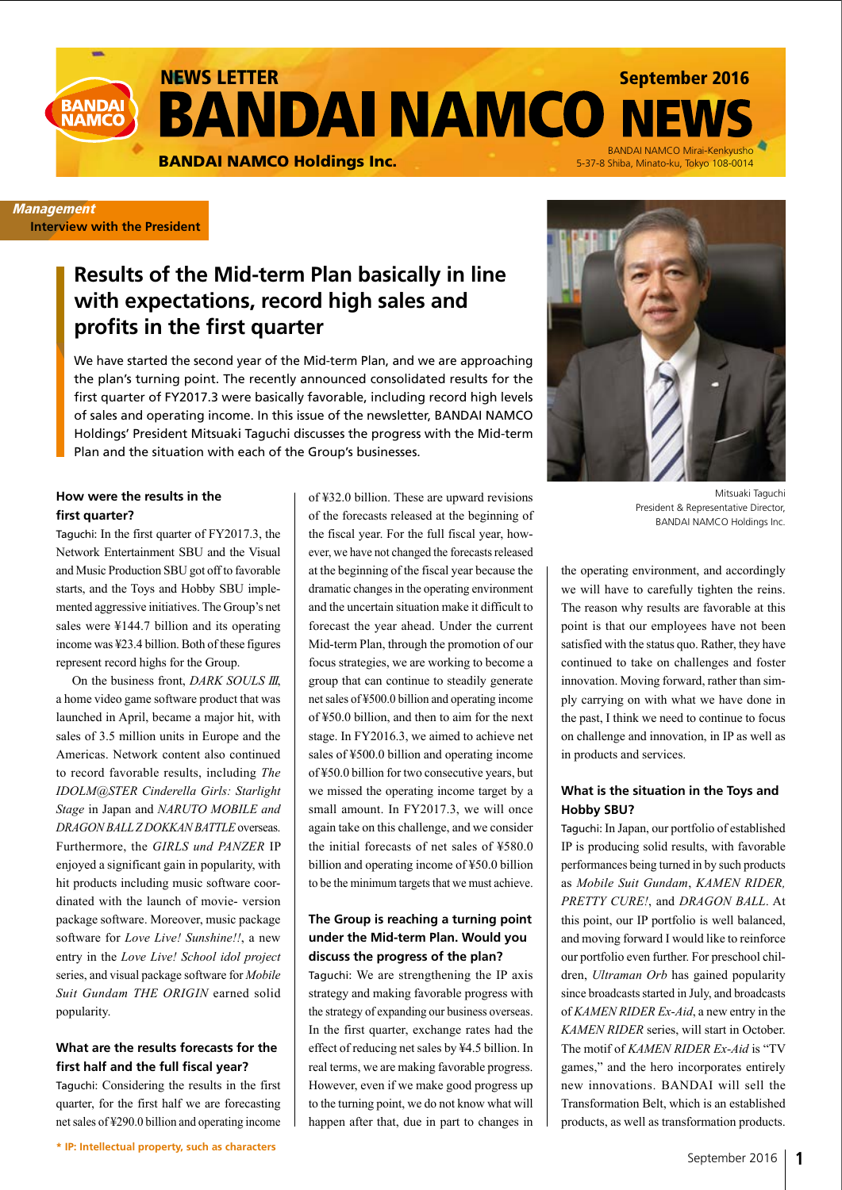# NEWS LETTER BANDAI NAMCO NEWS

September 2016

BANDAI NAMCO Holdings Inc.

BANDAI NAMCO Mirai-Kenkyusho
5-37-8 Shiba, Minato-ku, Tokyo 108-0014

***Management***
**Interview with the President**

## Results of the Mid-term Plan basically in line with expectations, record high sales and profits in the first quarter

We have started the second year of the Mid-term Plan, and we are approaching the plan's turning point. The recently announced consolidated results for the first quarter of FY2017.3 were basically favorable, including record high levels of sales and operating income. In this issue of the newsletter, BANDAI NAMCO Holdings' President Mitsuaki Taguchi discusses the progress with the Mid-term Plan and the situation with each of the Group's businesses.

Mitsuaki Taguchi
President & Representative Director,
BANDAI NAMCO Holdings Inc.

### How were the results in the first quarter?

Taguchi: In the first quarter of FY2017.3, the Network Entertainment SBU and the Visual and Music Production SBU got off to favorable starts, and the Toys and Hobby SBU implemented aggressive initiatives. The Group's net sales were ¥144.7 billion and its operating income was ¥23.4 billion. Both of these figures represent record highs for the Group.

On the business front, *DARK SOULS III*, a home video game software product that was launched in April, became a major hit, with sales of 3.5 million units in Europe and the Americas. Network content also continued to record favorable results, including *The IDOLM@STER Cinderella Girls: Starlight Stage* in Japan and *NARUTO MOBILE and DRAGON BALL Z DOKKAN BATTLE* overseas. Furthermore, the *GIRLS und PANZER* IP enjoyed a significant gain in popularity, with hit products including music software coordinated with the launch of movie- version package software. Moreover, music package software for *Love Live! Sunshine!!*, a new entry in the *Love Live! School idol project* series, and visual package software for *Mobile Suit Gundam THE ORIGIN* earned solid popularity.

### What are the results forecasts for the first half and the full fiscal year?

Taguchi: Considering the results in the first quarter, for the first half we are forecasting net sales of ¥290.0 billion and operating income of ¥32.0 billion. These are upward revisions of the forecasts released at the beginning of the fiscal year. For the full fiscal year, however, we have not changed the forecasts released at the beginning of the fiscal year because the dramatic changes in the operating environment and the uncertain situation make it difficult to forecast the year ahead. Under the current Mid-term Plan, through the promotion of our focus strategies, we are working to become a group that can continue to steadily generate net sales of ¥500.0 billion and operating income of ¥50.0 billion, and then to aim for the next stage. In FY2016.3, we aimed to achieve net sales of ¥500.0 billion and operating income of ¥50.0 billion for two consecutive years, but we missed the operating income target by a small amount. In FY2017.3, we will once again take on this challenge, and we consider the initial forecasts of net sales of ¥580.0 billion and operating income of ¥50.0 billion to be the minimum targets that we must achieve.

### The Group is reaching a turning point under the Mid-term Plan. Would you discuss the progress of the plan?

Taguchi: We are strengthening the IP axis strategy and making favorable progress with the strategy of expanding our business overseas. In the first quarter, exchange rates had the effect of reducing net sales by ¥4.5 billion. In real terms, we are making favorable progress. However, even if we make good progress up to the turning point, we do not know what will happen after that, due in part to changes in the operating environment, and accordingly we will have to carefully tighten the reins. The reason why results are favorable at this point is that our employees have not been satisfied with the status quo. Rather, they have continued to take on challenges and foster innovation. Moving forward, rather than simply carrying on with what we have done in the past, I think we need to continue to focus on challenge and innovation, in IP as well as in products and services.

### What is the situation in the Toys and Hobby SBU?

Taguchi: In Japan, our portfolio of established IP is producing solid results, with favorable performances being turned in by such products as *Mobile Suit Gundam*, *KAMEN RIDER*, *PRETTY CURE!*, and *DRAGON BALL*. At this point, our IP portfolio is well balanced, and moving forward I would like to reinforce our portfolio even further. For preschool children, *Ultraman Orb* has gained popularity since broadcasts started in July, and broadcasts of *KAMEN RIDER Ex-Aid*, a new entry in the *KAMEN RIDER* series, will start in October. The motif of *KAMEN RIDER Ex-Aid* is "TV games," and the hero incorporates entirely new innovations. BANDAI will sell the Transformation Belt, which is an established products, as well as transformation products.

\* IP: Intellectual property, such as characters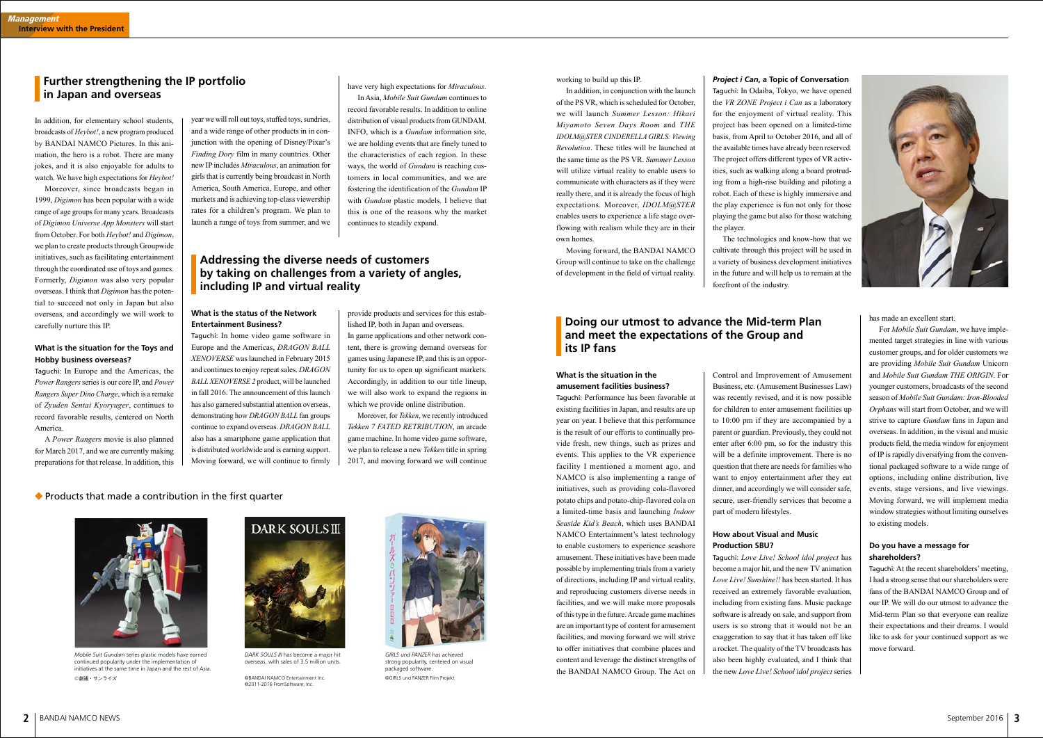## Further strengthening the IP portfolio in Japan and overseas

In addition, for elementary school students, broadcasts of *Heybot!*, a new program produced by BANDAI NAMCO Pictures. In this animation, the hero is a robot. There are many jokes, and it is also enjoyable for adults to watch. We have high expectations for *Heybot!*

Moreover, since broadcasts began in 1999, *Digimon* has been popular with a wide range of age groups for many years. Broadcasts of *Digimon Universe App Monsters* will start from October. For both *Heybot!* and *Digimon*, we plan to create products through Groupwide initiatives, such as facilitating entertainment through the coordinated use of toys and games. Formerly, *Digimon* was also very popular overseas. I think that *Digimon* has the potential to succeed not only in Japan but also overseas, and accordingly we will work to carefully nurture this IP.

### What is the situation for the Toys and Hobby business overseas?

Taguchi: In Europe and the Americas, the *Power Rangers* series is our core IP, and *Power Rangers Super Dino Charge*, which is a remake of *Zyuden Sentai Kyoryuger*, continues to record favorable results, centered on North America.

A *Power Rangers* movie is also planned for March 2017, and we are currently making preparations for that release. In addition, this year we will roll out toys, stuffed toys, sundries, and a wide range of other products in in conjunction with the opening of Disney/Pixar's *Finding Dory* film in many countries. Other new IP includes *Miraculous*, an animation for girls that is currently being broadcast in North America, South America, Europe, and other markets and is achieving top-class viewership rates for a children's program. We plan to launch a range of toys from summer, and we have very high expectations for *Miraculous*.

In Asia, *Mobile Suit Gundam* continues to record favorable results. In addition to online distribution of visual products from GUNDAM. INFO, which is a *Gundam* information site, we are holding events that are finely tuned to the characteristics of each region. In these ways, the world of *Gundam* is reaching customers in local communities, and we are fostering the identification of the *Gundam* IP with *Gundam* plastic models. I believe that this is one of the reasons why the market continues to steadily expand.

## Addressing the diverse needs of customers by taking on challenges from a variety of angles, including IP and virtual reality

### What is the status of the Network Entertainment Business?

Taguchi: In home video game software in Europe and the Americas, *DRAGON BALL XENOVERSE* was launched in February 2015 and continues to enjoy repeat sales. *DRAGON BALL XENOVERSE 2* product, will be launched in fall 2016. The announcement of this launch has also garnered substantial attention overseas, demonstrating how *DRAGON BALL* fan groups continue to expand overseas. *DRAGON BALL* also has a smartphone game application that is distributed worldwide and is earning support. Moving forward, we will continue to firmly provide products and services for this established IP, both in Japan and overseas.

In game applications and other network content, there is growing demand overseas for games using Japanese IP, and this is an opportunity for us to open up significant markets. Accordingly, in addition to our title lineup, we will also work to expand the regions in which we provide online distribution.

Moreover, for *Tekken*, we recently introduced *Tekken 7 FATED RETRIBUTION*, an arcade game machine. In home video game software, we plan to release a new *Tekken* title in spring 2017, and moving forward we will continue working to build up this IP.

In addition, in conjunction with the launch of the PS VR, which is scheduled for October, we will launch *Summer Lesson: Hikari Miyamoto Seven Days Room* and *THE IDOLM@STER CINDERELLA GIRLS: Viewing Revolution*. These titles will be launched at the same time as the PS VR. *Summer Lesson* will utilize virtual reality to enable users to communicate with characters as if they were really there, and it is already the focus of high expectations. Moreover, *IDOLM@STER* enables users to experience a life stage overflowing with realism while they are in their own homes.

Moving forward, the BANDAI NAMCO Group will continue to take on the challenge of development in the field of virtual reality.

### *Project i Can*, a Topic of Conversation

Taguchi: In Odaiba, Tokyo, we have opened the *VR ZONE Project i Can* as a laboratory for the enjoyment of virtual reality. This project has been opened on a limited-time basis, from April to October 2016, and all of the available times have already been reserved. The project offers different types of VR activities, such as walking along a board protruding from a high-rise building and piloting a robot. Each of these is highly immersive and the play experience is fun not only for those playing the game but also for those watching the player.

The technologies and know-how that we cultivate through this project will be used in a variety of business development initiatives in the future and will help us to remain at the forefront of the industry.

◆ Products that made a contribution in the first quarter

*Mobile Suit Gundam* series plastic models have earned continued popularity under the implementation of initiatives at the same time in Japan and the rest of Asia.
©創通・サンライズ

*DARK SOULS III* has become a major hit overseas, with sales of 3.5 million units.
©BANDAI NAMCO Entertainment Inc. ©2011-2016 FromSoftware, Inc.

*GIRLS und PANZER* has achieved strong popularity, centered on visual packaged software.
©GIRLS und PANZER Film Projekt

## Doing our utmost to advance the Mid-term Plan and meet the expectations of the Group and its IP fans

### What is the situation in the amusement facilities business?

Taguchi: Performance has been favorable at existing facilities in Japan, and results are up year on year. I believe that this performance is the result of our efforts to continually provide fresh, new things, such as prizes and events. This applies to the VR experience facility I mentioned a moment ago, and NAMCO is also implementing a range of initiatives, such as providing cola-flavored potato chips and potato-chip-flavored cola on a limited-time basis and launching *Indoor Seaside Kid's Beach*, which uses BANDAI NAMCO Entertainment's latest technology to enable customers to experience seashore amusement. These initiatives have been made possible by implementing trials from a variety of directions, including IP and virtual reality, and reproducing customers diverse needs in facilities, and we will make more proposals of this type in the future. Arcade game machines are an important type of content for amusement facilities, and moving forward we will strive to offer initiatives that combine places and content and leverage the distinct strengths of the BANDAI NAMCO Group. The Act on Control and Improvement of Amusement Business, etc. (Amusement Businesses Law) was recently revised, and it is now possible for children to enter amusement facilities up to 10:00 pm if they are accompanied by a parent or guardian. Previously, they could not enter after 6:00 pm, so for the industry this will be a definite improvement. There is no question that there are needs for families who want to enjoy entertainment after they eat dinner, and accordingly we will consider safe, secure, user-friendly services that become a part of modern lifestyles.

### How about Visual and Music Production SBU?

Taguchi: *Love Live! School idol project* has become a major hit, and the new TV animation *Love Live! Sunshine!!* has been started. It has received an extremely favorable evaluation, including from existing fans. Music package software is already on sale, and support from users is so strong that it would not be an exaggeration to say that it has taken off like a rocket. The quality of the TV broadcasts has also been highly evaluated, and I think that the new *Love Live! School idol project* series has made an excellent start.

For *Mobile Suit Gundam*, we have implemented target strategies in line with various customer groups, and for older customers we are providing *Mobile Suit Gundam* Unicorn and *Mobile Suit Gundam THE ORIGIN*. For younger customers, broadcasts of the second season of *Mobile Suit Gundam: Iron-Blooded Orphans* will start from October, and we will strive to capture *Gundam* fans in Japan and overseas. In addition, in the visual and music products field, the media window for enjoyment of IP is rapidly diversifying from the conventional packaged software to a wide range of options, including online distribution, live events, stage versions, and live viewings. Moving forward, we will implement media window strategies without limiting ourselves to existing models.

### Do you have a message for shareholders?

Taguchi: At the recent shareholders' meeting, I had a strong sense that our shareholders were fans of the BANDAI NAMCO Group and of our IP. We will do our utmost to advance the Mid-term Plan so that everyone can realize their expectations and their dreams. I would like to ask for your continued support as we move forward.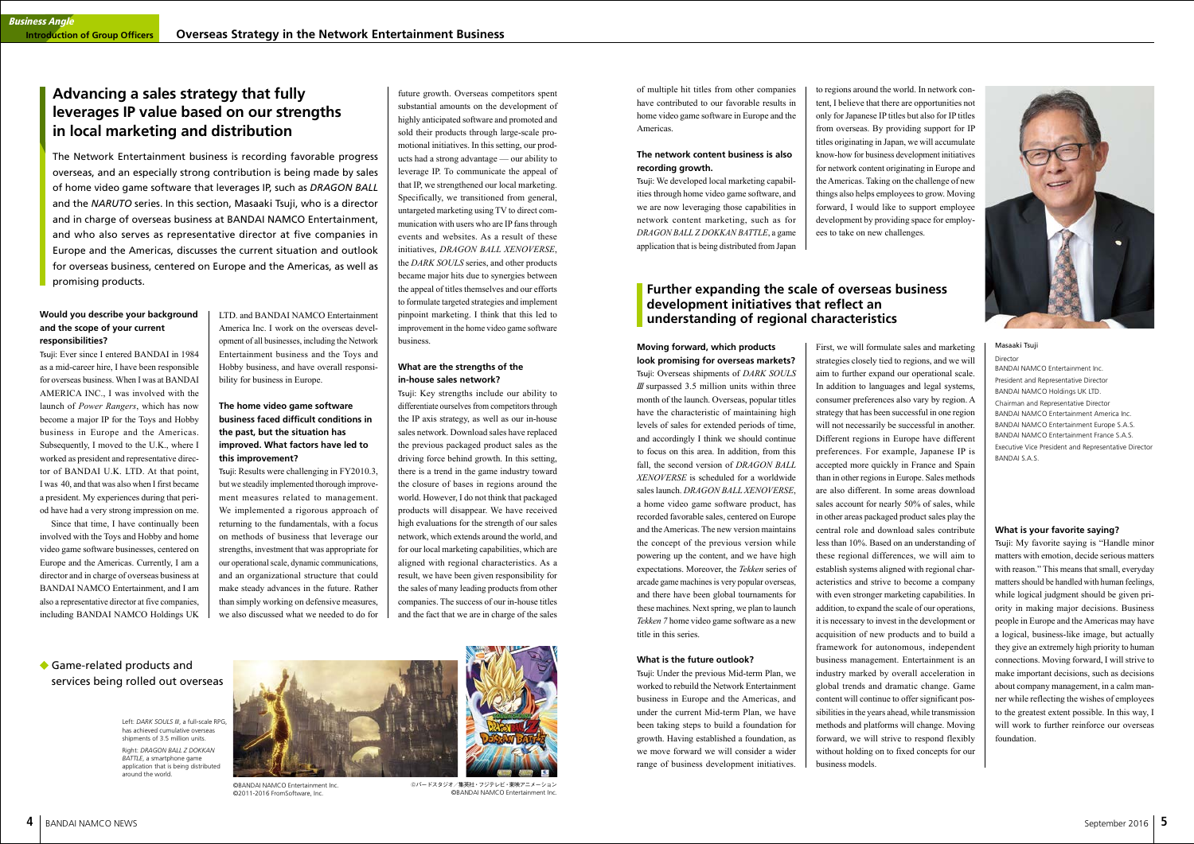# Advancing a sales strategy that fully leverages IP value based on our strengths in local marketing and distribution

The Network Entertainment business is recording favorable progress overseas, and an especially strong contribution is being made by sales of home video game software that leverages IP, such as *DRAGON BALL* and the *NARUTO* series. In this section, Masaaki Tsuji, who is a director and in charge of overseas business at BANDAI NAMCO Entertainment, and who also serves as representative director at five companies in Europe and the Americas, discusses the current situation and outlook for overseas business, centered on Europe and the Americas, as well as promising products.

**Would you describe your background and the scope of your current responsibilities?**

Tsuji: Ever since I entered BANDAI in 1984 as a mid-career hire, I have been responsible for overseas business. When I was at BANDAI AMERICA INC., I was involved with the launch of *Power Rangers*, which has now become a major IP for the Toys and Hobby business in Europe and the Americas. Subsequently, I moved to the U.K., where I worked as president and representative director of BANDAI U.K. LTD. At that point, I was 40, and that was also when I first became a president. My experiences during that period have had a very strong impression on me.

Since that time, I have continually been involved with the Toys and Hobby and home video game software businesses, centered on Europe and the Americas. Currently, I am a director and in charge of overseas business at BANDAI NAMCO Entertainment, and I am also a representative director at five companies, including BANDAI NAMCO Holdings UK LTD. and BANDAI NAMCO Entertainment America Inc. I work on the overseas development of all businesses, including the Network Entertainment business and the Toys and Hobby business, and have overall responsibility for business in Europe.

**The home video game software business faced difficult conditions in the past, but the situation has improved. What factors have led to this improvement?**

Tsuji: Results were challenging in FY2010.3, but we steadily implemented thorough improvement measures related to management. We implemented a rigorous approach of returning to the fundamentals, with a focus on methods of business that leverage our strengths, investment that was appropriate for our operational scale, dynamic communications, and an organizational structure that could make steady advances in the future. Rather than simply working on defensive measures, we also discussed what we needed to do for future growth. Overseas competitors spent substantial amounts on the development of highly anticipated software and promoted and sold their products through large-scale promotional initiatives. In this setting, our products had a strong advantage — our ability to leverage IP. To communicate the appeal of that IP, we strengthened our local marketing. Specifically, we transitioned from general, untargeted marketing using TV to direct communication with users who are IP fans through events and websites. As a result of these initiatives, *DRAGON BALL XENOVERSE*, the *DARK SOULS* series, and other products became major hits due to synergies between the appeal of titles themselves and our efforts to formulate targeted strategies and implement pinpoint marketing. I think that this led to improvement in the home video game software business.

**What are the strengths of the in-house sales network?**

Tsuji: Key strengths include our ability to differentiate ourselves from competitors through the IP axis strategy, as well as our in-house sales network. Download sales have replaced the previous packaged product sales as the driving force behind growth. In this setting, there is a trend in the game industry toward the closure of bases in regions around the world. However, I do not think that packaged products will disappear. We have received high evaluations for the strength of our sales network, which extends around the world, and for our local marketing capabilities, which are aligned with regional characteristics. As a result, we have been given responsibility for the sales of many leading products from other companies. The success of our in-house titles and the fact that we are in charge of the sales of multiple hit titles from other companies have contributed to our favorable results in home video game software in Europe and the Americas.

**The network content business is also recording growth.**

Tsuji: We developed local marketing capabilities through home video game software, and we are now leveraging those capabilities in network content marketing, such as for *DRAGON BALL Z DOKKAN BATTLE*, a game application that is being distributed from Japan to regions around the world. In network content, I believe that there are opportunities not only for Japanese IP titles but also for IP titles from overseas. By providing support for IP titles originating in Japan, we will accumulate know-how for business development initiatives for network content originating in Europe and the Americas. Taking on the challenge of new things also helps employees to grow. Moving forward, I would like to support employee development by providing space for employees to take on new challenges.

## Further expanding the scale of overseas business development initiatives that reflect an understanding of regional characteristics

**Moving forward, which products look promising for overseas markets?**

Tsuji: Overseas shipments of *DARK SOULS III* surpassed 3.5 million units within three month of the launch. Overseas, popular titles have the characteristic of maintaining high levels of sales for extended periods of time, and accordingly I think we should continue to focus on this area. In addition, from this fall, the second version of *DRAGON BALL XENOVERSE* is scheduled for a worldwide sales launch. *DRAGON BALL XENOVERSE*, a home video game software product, has recorded favorable sales, centered on Europe and the Americas. The new version maintains the concept of the previous version while powering up the content, and we have high expectations. Moreover, the *Tekken* series of arcade game machines is very popular overseas, and there have been global tournaments for these machines. Next spring, we plan to launch *Tekken 7* home video game software as a new title in this series.

**What is the future outlook?**

Tsuji: Under the previous Mid-term Plan, we worked to rebuild the Network Entertainment business in Europe and the Americas, and under the current Mid-term Plan, we have been taking steps to build a foundation for growth. Having established a foundation, as we move forward we will consider a wider range of business development initiatives. First, we will formulate sales and marketing strategies closely tied to regions, and we will aim to further expand our operational scale. In addition to languages and legal systems, consumer preferences also vary by region. A strategy that has been successful in one region will not necessarily be successful in another. Different regions in Europe have different preferences. For example, Japanese IP is accepted more quickly in France and Spain than in other regions in Europe. Sales methods are also different. In some areas download sales account for nearly 50% of sales, while in other areas packaged product sales play the central role and download sales contribute less than 10%. Based on an understanding of these regional differences, we will aim to establish systems aligned with regional characteristics and strive to become a company with even stronger marketing capabilities. In addition, to expand the scale of our operations, it is necessary to invest in the development or acquisition of new products and to build a framework for autonomous, independent business management. Entertainment is an industry marked by overall acceleration in global trends and dramatic change. Game content will continue to offer significant possibilities in the years ahead, while transmission methods and platforms will change. Moving forward, we will strive to respond flexibly without holding on to fixed concepts for our business models.

Masaaki Tsuji
Director
BANDAI NAMCO Entertainment Inc.
President and Representative Director
BANDAI NAMCO Holdings UK LTD.
Chairman and Representative Director
BANDAI NAMCO Entertainment America Inc.
BANDAI NAMCO Entertainment Europe S.A.S.
BANDAI NAMCO Entertainment France S.A.S.
Executive Vice President and Representative Director
BANDAI S.A.S.

**What is your favorite saying?**

Tsuji: My favorite saying is "Handle minor matters with emotion, decide serious matters with reason." This means that small, everyday matters should be handled with human feelings, while logical judgment should be given priority in making major decisions. Business people in Europe and the Americas may have a logical, business-like image, but actually they give an extremely high priority to human connections. Moving forward, I will strive to make important decisions, such as decisions about company management, in a calm manner while reflecting the wishes of employees to the greatest extent possible. In this way, I will work to further reinforce our overseas foundation.

◆ Game-related products and services being rolled out overseas

Left: *DARK SOULS III*, a full-scale RPG, has achieved cumulative overseas shipments of 3.5 million units.
Right: *DRAGON BALL Z DOKKAN BATTLE*, a smartphone game application that is being distributed around the world.

©BANDAI NAMCO Entertainment Inc.
©2011-2016 FromSoftware, Inc.

©バードスタジオ／集英社・フジテレビ・東映アニメーション
©BANDAI NAMCO Entertainment Inc.